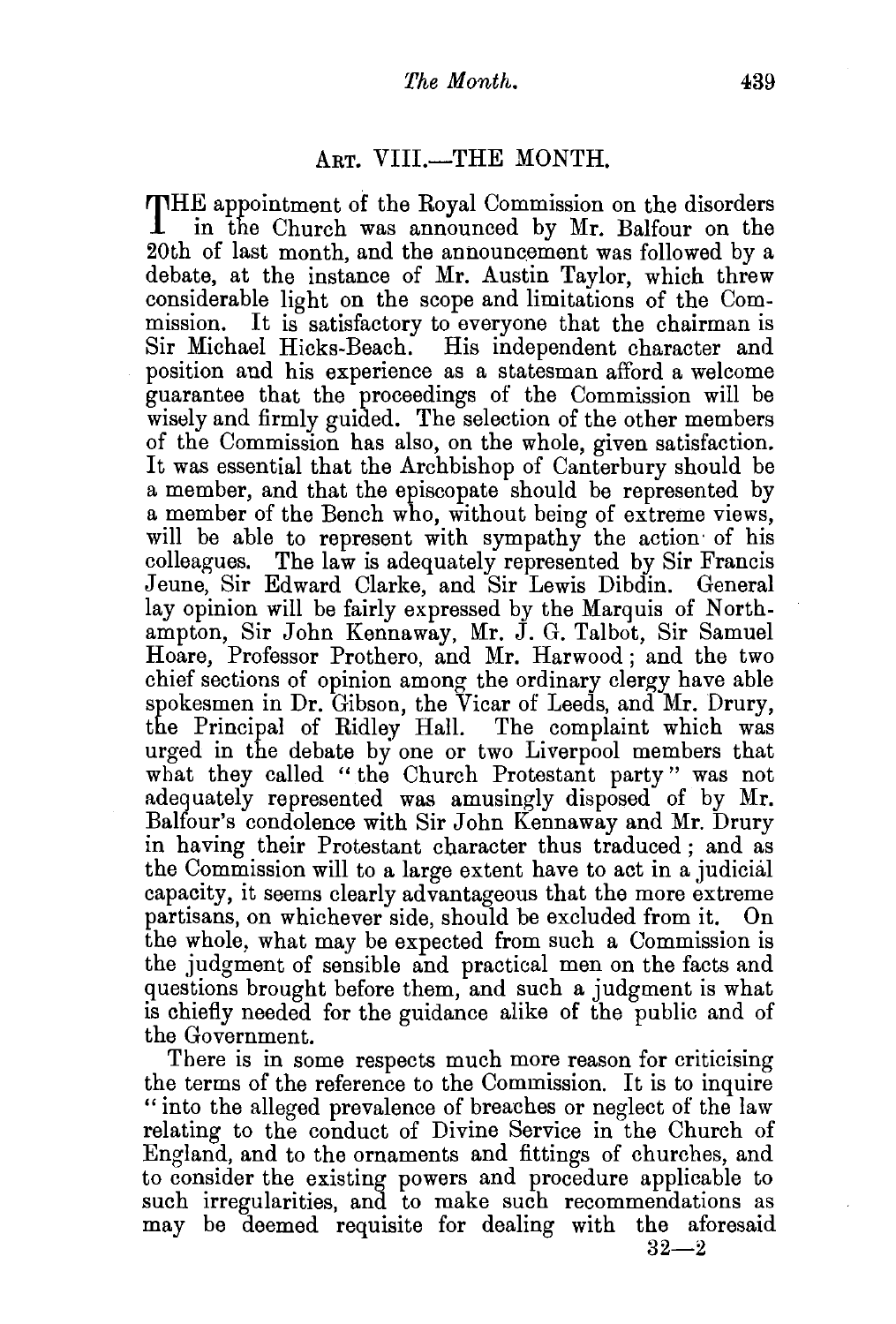## ART. VIII.—THE MONTH.

THE appointment of the Royal Commission on the disorders in the Church was announced by Mr. Balfour on the 20th of last month, and the announcement was followed by a debate, at the instance of Mr. Austin Taylor, which threw considerable light on the scope and limitations of the Commission. It is satisfactory to everyone that the chairman is Sir Michael Hicks-Beach. His independent character and position and his experience as a statesman afford a welcome guarantee that the proceedings of the Commission will be wisely and firmly guided. The selection of the other members of the Commission has also, on the whole, given satisfaction. It was essential that the Archbishop of Canterbury should be a member, and that the episcopate should be represented by a member of the Bench who, without being of extreme views, will be able to represent with sympathy the action of his colleagues. The law is adequately represented by Sir Francis Jeune, Sir Edward Clarke, and Sir Lewis Dibdin. General lay opinion will be fairly expressed by the Marquis of Northampton, Sir John Kennaway, Mr. J. G. Talbot, Sir Samuel Hoare, Professor Prothero, and Mr. Harwood; and the two chief sections of opinion among the ordinary clergy have able spokesmen in Dr. Gibson, the Vicar of Leeds, and Mr. Drury, the Principal of Ridley Hall. The complaint which was urged in the debate by one or two Liverpool members that what they called "the Church Protestant party" was not adequately represented was amusingly disposed of by Mr. Balfour's condolence with Sir John Kennaway and Mr. Drury in having their Protestant character thus traduced; and as the Commission will to a large extent have to act in a judicial capacity, it seems clearly advantageous that the more extreme partisans, on whichever side, should be excluded from it. On the whole, what may be expected from such a Commission is the judgment of sensible and practical men on the facts and questions brought before them, and such a judgment is what is chiefly needed for the guidance alike of the public and of the Government.

There is in some respects much more reason for criticising the terms of the reference to the Commission. It is to inquire "into the alleged prevalence of breaches or neglect of the law relating to the conduct of Divine Service in the Church of England, and to the ornaments and fittings of churches, and to consider the existing powers and procedure applicable to such irregularities, and to make such recommendations as may be deemed requisite for dealing with the aforesaid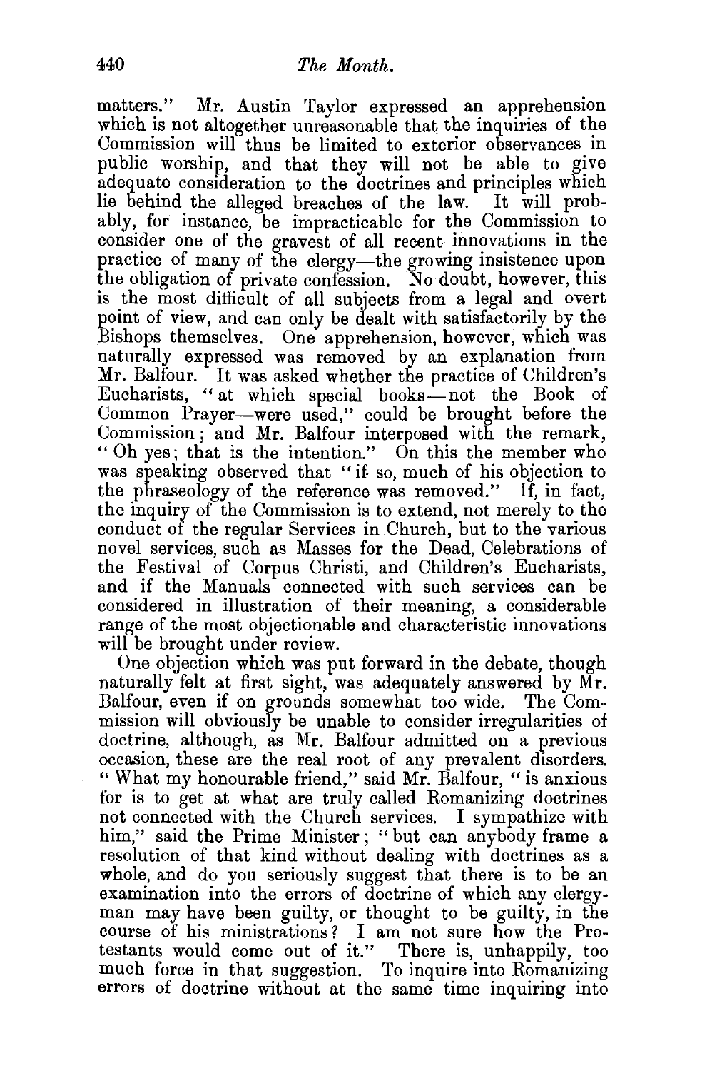matters." Mr. Austin Taylor expressed an apprehension which is not altogether unreasonable that the inquiries of the Commission will thus be limited to exterior observances in public worship, and that they will not be able to give adequate consideration to the doctrines and principles which lie behind the alleged breaches of the law. It will probably, for instance, be impracticable for the Commission to consider one of the gravest of all recent innovations in the practice of many of the clergy—the growing insistence upon the obligation of private confession. No doubt, however, this is the most difficult of all subjects from a legal and overt point of view, and can only be dealt with satisfactorily by the Bishops themselves. One apprehension, however, which was naturally expressed was removed by an explanation from Mr. Balfour. It was asked whether the practice of Children's Eucharists, "at which special books—not the Book of Common Prayer—were used," could be brought before the Commission; and Mr. Balfour interposed with the remark, "Oh yes; that is the intention." On this the member who was speaking observed that "if so, much of his objection to the phraseology of the reference was removed." If, in fact, the inquiry of the Commission is to extend, not merely to the conduct of the regular Services in Church, but to the various novel services, such as Masses for the Dead, Celebrations of the Festival of Corpus Christi, and Children's Eucharists, and if the Manuals connected with such services can be considered in illustration of their meaning, a considerable range of the most objectionable and characteristic innovations will be brought under review.

One objection which was put forward in the debate, though naturally felt at first sight, was adequately answered by Mr. Balfour, even if on grounds somewhat too wide. The Commission will obviously be unable to consider irregularities of doctrine, although, as Mr. Balfour admitted on a previous occasion, these are the real root of any prevalent disorders. "What my honourable friend," said Mr. Balfour, "is anxious for is to get at what are truly called Romanizing doctrines not connected with the Church services. I sympathize with him," said the Prime Minister; "but can anybody frame a resolution of that kind without dealing with doctrines as a whole, and do you seriously suggest that there is to be an examination into the errors of doctrine of which any clergyman may have been guilty, or thought to be guilty, in the course of his ministrations? I am not sure how the Protestants would come out of it." There is, unhappily, too much force in that suggestion. To inquire into Romanizing errors of doctrine without at the same time inquiring into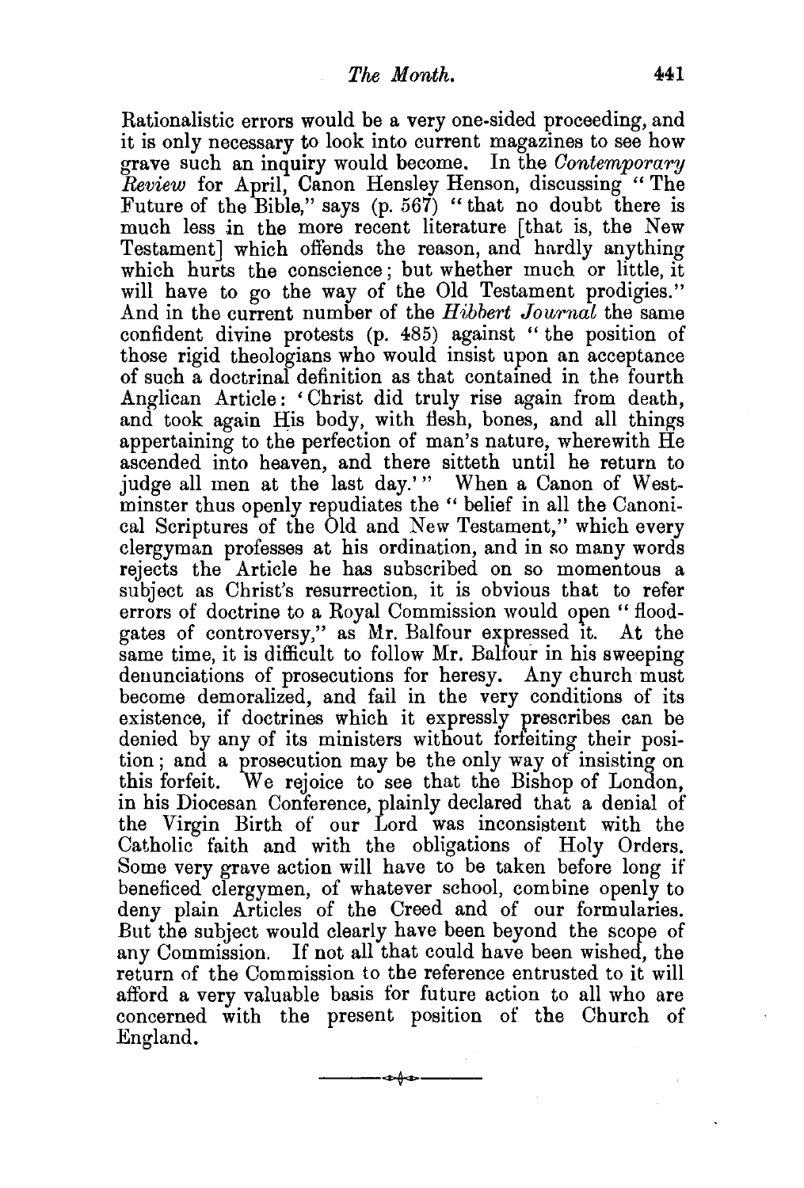Rationalistic errors would be a very one-sided proceeding, and it is only necessary to look into current magazines to see how grave such an inquiry would become. In the *Contemporary Review* for April, Canon Hensley Henson, discussing "The Future of the Bible," says (p. 567) "that no doubt there is much less in the more recent literature [that is, the New Testament] which offends the reason, and hardly anything which hurts the conscience; but whether much or little, it will have to go the way of the Old Testament prodigies." And in the current number of the *Hibbert Journal* the same confident divine protests (p. 485) against "the position of those rigid theologians who would insist upon an acceptance of such a doctrinal definition as that contained in the fourth Anglican Article: 'Christ did truly rise again from death, and took again His body, with flesh, bones, and all things appertaining to the perfection of man's nature, wherewith He ascended into heaven, and there sitteth until he return to judge all men at the last day.'" When a Canon of Westminster thus openly repudiates the "belief in all the Canonical Scriptures of the Old and New Testament," which every clergyman professes at his ordination, and in so many words rejects the Article he has subscribed on so momentous a subject as Christ's resurrection, it is obvious that to refer errors of doctrine to a Royal Commission would open "flood-gates of controversy," as Mr. Balfour expressed it. At the same time, it is difficult to follow Mr. Balfour in his sweeping denunciations of prosecutions for heresy. Any church must become demoralized, and fail in the very conditions of its existence, if doctrines which it expressly prescribes can be denied by any of its ministers without forfeiting their position; and a prosecution may be the only way of insisting on this forfeit. We rejoice to see that the Bishop of London, in his Diocesan Conference, plainly declared that a denial of the Virgin Birth of our Lord was inconsistent with the Catholic faith and with the obligations of Holy Orders. Some very grave action will have to be taken before long if beneficed clergymen, of whatever school, combine openly to deny plain Articles of the Creed and of our formularies. But the subject would clearly have been beyond the scope of any Commission. If not all that could have been wished, the return of the Commission to the reference entrusted to it will afford a very valuable basis for future action to all who are concerned with the present position of the Church of England.